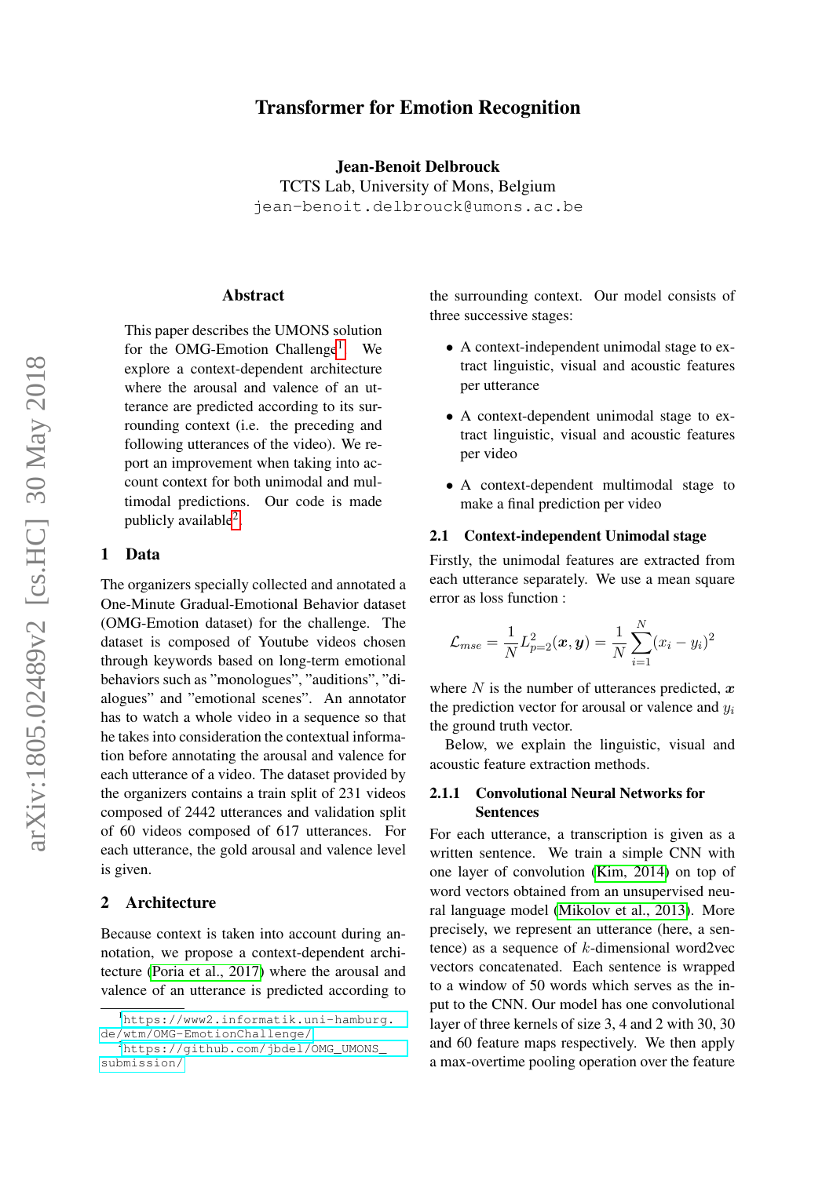# Transformer for Emotion Recognition

**Jean-Benoit Delbrouck**
TCTS Lab, University of Mons, Belgium
jean-benoit.delbrouck@umons.ac.be

## Abstract

This paper describes the UMONS solution for the OMG-Emotion Challenge[1]. We explore a context-dependent architecture where the arousal and valence of an utterance are predicted according to its surrounding context (i.e. the preceding and following utterances of the video). We report an improvement when taking into account context for both unimodal and multimodal predictions. Our code is made publicly available[2].

## 1 Data

The organizers specially collected and annotated a One-Minute Gradual-Emotional Behavior dataset (OMG-Emotion dataset) for the challenge. The dataset is composed of Youtube videos chosen through keywords based on long-term emotional behaviors such as "monologues", "auditions", "dialogues" and "emotional scenes". An annotator has to watch a whole video in a sequence so that he takes into consideration the contextual information before annotating the arousal and valence for each utterance of a video. The dataset provided by the organizers contains a train split of 231 videos composed of 2442 utterances and validation split of 60 videos composed of 617 utterances. For each utterance, the gold arousal and valence level is given.

## 2 Architecture

Because context is taken into account during annotation, we propose a context-dependent architecture (Poria et al., 2017) where the arousal and valence of an utterance is predicted according to the surrounding context. Our model consists of three successive stages:

- A context-independent unimodal stage to extract linguistic, visual and acoustic features per utterance
- A context-dependent unimodal stage to extract linguistic, visual and acoustic features per video
- A context-dependent multimodal stage to make a final prediction per video

### 2.1 Context-independent Unimodal stage

Firstly, the unimodal features are extracted from each utterance separately. We use a mean square error as loss function :

$$\mathcal{L}_{mse} = \frac{1}{N} L^2_{p=2}(\boldsymbol{x}, \boldsymbol{y}) = \frac{1}{N} \sum_{i=1}^{N} (x_i - y_i)^2$$

where $N$ is the number of utterances predicted, $\boldsymbol{x}$ the prediction vector for arousal or valence and $y_i$ the ground truth vector.

Below, we explain the linguistic, visual and acoustic feature extraction methods.

#### 2.1.1 Convolutional Neural Networks for Sentences

For each utterance, a transcription is given as a written sentence. We train a simple CNN with one layer of convolution (Kim, 2014) on top of word vectors obtained from an unsupervised neural language model (Mikolov et al., 2013). More precisely, we represent an utterance (here, a sentence) as a sequence of $k$-dimensional word2vec vectors concatenated. Each sentence is wrapped to a window of 50 words which serves as the input to the CNN. Our model has one convolutional layer of three kernels of size 3, 4 and 2 with 30, 30 and 60 feature maps respectively. We then apply a max-overtime pooling operation over the feature

[1] https://www2.informatik.uni-hamburg.de/wtm/OMG-EmotionChallenge/

[2] https://github.com/jbdel/OMG_UMONS_submission/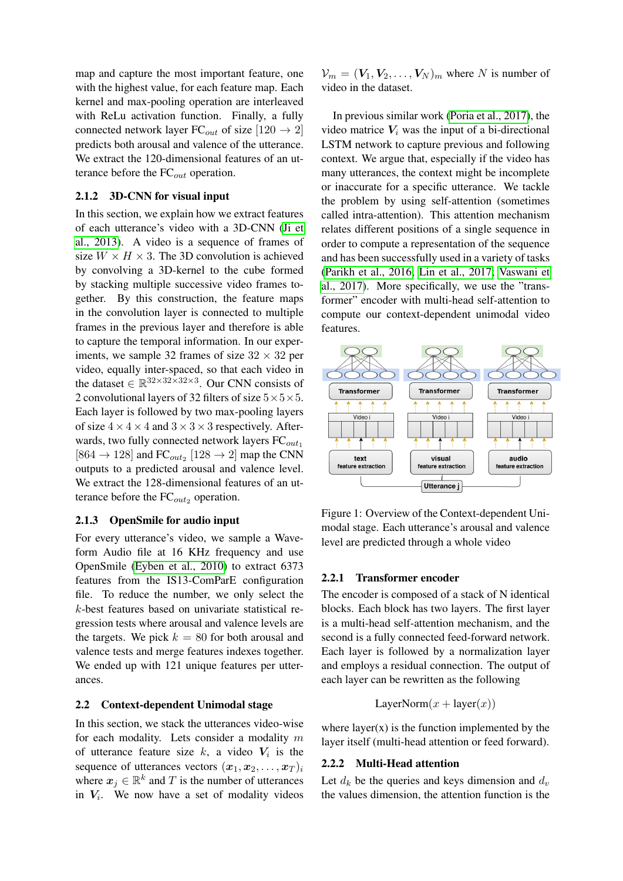map and capture the most important feature, one with the highest value, for each feature map. Each kernel and max-pooling operation are interleaved with ReLu activation function. Finally, a fully connected network layer $\text{FC}_{out}$ of size $[120 \rightarrow 2]$ predicts both arousal and valence of the utterance. We extract the 120-dimensional features of an utterance before the $\text{FC}_{out}$ operation.

#### 2.1.2 3D-CNN for visual input

In this section, we explain how we extract features of each utterance's video with a 3D-CNN (Ji et al., 2013). A video is a sequence of frames of size $W \times H \times 3$. The 3D convolution is achieved by convolving a 3D-kernel to the cube formed by stacking multiple successive video frames together. By this construction, the feature maps in the convolution layer is connected to multiple frames in the previous layer and therefore is able to capture the temporal information. In our experiments, we sample 32 frames of size $32 \times 32$ per video, equally inter-spaced, so that each video in the dataset $\in \mathbb{R}^{32\times32\times32\times3}$. Our CNN consists of 2 convolutional layers of 32 filters of size $5\times5\times5$. Each layer is followed by two max-pooling layers of size $4\times4\times4$ and $3\times3\times3$ respectively. Afterwards, two fully connected network layers $\text{FC}_{out_1}$ $[864 \rightarrow 128]$ and $\text{FC}_{out_2}$ $[128 \rightarrow 2]$ map the CNN outputs to a predicted arousal and valence level. We extract the 128-dimensional features of an utterance before the $\text{FC}_{out_2}$ operation.

#### 2.1.3 OpenSmile for audio input

For every utterance's video, we sample a Waveform Audio file at 16 KHz frequency and use OpenSmile (Eyben et al., 2010) to extract 6373 features from the IS13-ComParE configuration file. To reduce the number, we only select the $k$-best features based on univariate statistical regression tests where arousal and valence levels are the targets. We pick $k = 80$ for both arousal and valence tests and merge features indexes together. We ended up with 121 unique features per utterances.

### 2.2 Context-dependent Unimodal stage

In this section, we stack the utterances video-wise for each modality. Lets consider a modality $m$ of utterance feature size $k$, a video $\boldsymbol{V}_i$ is the sequence of utterances vectors $(\boldsymbol{x}_1, \boldsymbol{x}_2, \ldots, \boldsymbol{x}_T)_i$ where $\boldsymbol{x}_j \in \mathbb{R}^k$ and $T$ is the number of utterances in $\boldsymbol{V}_i$. We now have a set of modality videos $\mathcal{V}_m = (\boldsymbol{V}_1, \boldsymbol{V}_2, \ldots, \boldsymbol{V}_N)_m$ where $N$ is number of video in the dataset.

In previous similar work (Poria et al., 2017), the video matrice $\boldsymbol{V}_i$ was the input of a bi-directional LSTM network to capture previous and following context. We argue that, especially if the video has many utterances, the context might be incomplete or inaccurate for a specific utterance. We tackle the problem by using self-attention (sometimes called intra-attention). This attention mechanism relates different positions of a single sequence in order to compute a representation of the sequence and has been successfully used in a variety of tasks (Parikh et al., 2016; Lin et al., 2017; Vaswani et al., 2017). More specifically, we use the "transformer" encoder with multi-head self-attention to compute our context-dependent unimodal video features.

Figure 1: Overview of the Context-dependent Unimodal stage. Each utterance's arousal and valence level are predicted through a whole video

#### 2.2.1 Transformer encoder

The encoder is composed of a stack of N identical blocks. Each block has two layers. The first layer is a multi-head self-attention mechanism, and the second is a fully connected feed-forward network. Each layer is followed by a normalization layer and employs a residual connection. The output of each layer can be rewritten as the following

$$\text{LayerNorm}(x + \text{layer}(x))$$

where layer(x) is the function implemented by the layer itself (multi-head attention or feed forward).

#### 2.2.2 Multi-Head attention

Let $d_k$ be the queries and keys dimension and $d_v$ the values dimension, the attention function is the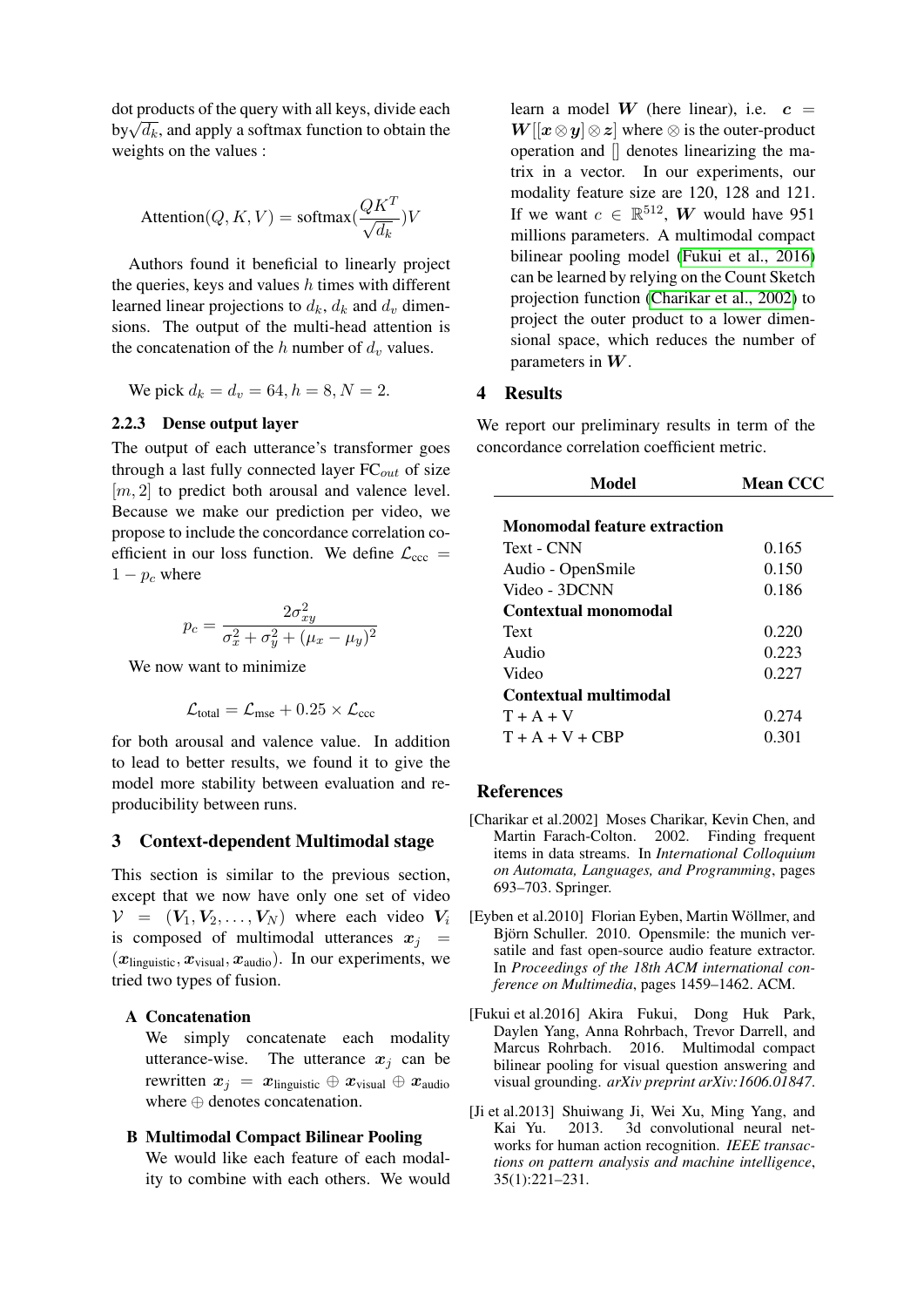dot products of the query with all keys, divide each by $\sqrt{d_k}$, and apply a softmax function to obtain the weights on the values :

$$\text{Attention}(Q, K, V) = \text{softmax}(\frac{QK^T}{\sqrt{d_k}})V$$

Authors found it beneficial to linearly project the queries, keys and values $h$ times with different learned linear projections to $d_k$, $d_k$ and $d_v$ dimensions. The output of the multi-head attention is the concatenation of the $h$ number of $d_v$ values.

We pick $d_k = d_v = 64, h = 8, N = 2$.

#### 2.2.3 Dense output layer

The output of each utterance's transformer goes through a last fully connected layer $\text{FC}_{out}$ of size $[m, 2]$ to predict both arousal and valence level. Because we make our prediction per video, we propose to include the concordance correlation coefficient in our loss function. We define $\mathcal{L}_{\text{ccc}} = 1 - p_c$ where

$$p_c = \frac{2\sigma_{xy}^2}{\sigma_x^2 + \sigma_y^2 + (\mu_x - \mu_y)^2}$$

We now want to minimize

$$\mathcal{L}_{\text{total}} = \mathcal{L}_{\text{mse}} + 0.25 \times \mathcal{L}_{\text{ccc}}$$

for both arousal and valence value. In addition to lead to better results, we found it to give the model more stability between evaluation and reproducibility between runs.

## 3 Context-dependent Multimodal stage

This section is similar to the previous section, except that we now have only one set of video $\mathcal{V} = (\boldsymbol{V}_1, \boldsymbol{V}_2, \ldots, \boldsymbol{V}_N)$ where each video $\boldsymbol{V}_i$ is composed of multimodal utterances $\boldsymbol{x}_j = (\boldsymbol{x}_{\text{linguistic}}, \boldsymbol{x}_{\text{visual}}, \boldsymbol{x}_{\text{audio}})$. In our experiments, we tried two types of fusion.

**A Concatenation**
We simply concatenate each modality utterance-wise. The utterance $\boldsymbol{x}_j$ can be rewritten $\boldsymbol{x}_j = \boldsymbol{x}_{\text{linguistic}} \oplus \boldsymbol{x}_{\text{visual}} \oplus \boldsymbol{x}_{\text{audio}}$ where $\oplus$ denotes concatenation.

**B Multimodal Compact Bilinear Pooling**
We would like each feature of each modality to combine with each others. We would learn a model $\boldsymbol{W}$ (here linear), i.e. $\boldsymbol{c} = \boldsymbol{W}[[\boldsymbol{x} \otimes \boldsymbol{y}] \otimes \boldsymbol{z}]$ where $\otimes$ is the outer-product operation and [] denotes linearizing the matrix in a vector. In our experiments, our modality feature size are 120, 128 and 121. If we want $c \in \mathbb{R}^{512}$, $\boldsymbol{W}$ would have 951 millions parameters. A multimodal compact bilinear pooling model (Fukui et al., 2016) can be learned by relying on the Count Sketch projection function (Charikar et al., 2002) to project the outer product to a lower dimensional space, which reduces the number of parameters in $\boldsymbol{W}$.

## 4 Results

We report our preliminary results in term of the concordance correlation coefficient metric.

| Model | Mean CCC |
|---|---|
| **Monomodal feature extraction** | |
| Text - CNN | 0.165 |
| Audio - OpenSmile | 0.150 |
| Video - 3DCNN | 0.186 |
| **Contextual monomodal** | |
| Text | 0.220 |
| Audio | 0.223 |
| Video | 0.227 |
| **Contextual multimodal** | |
| T + A + V | 0.274 |
| T + A + V + CBP | 0.301 |

## References

[Charikar et al.2002] Moses Charikar, Kevin Chen, and Martin Farach-Colton. 2002. Finding frequent items in data streams. In *International Colloquium on Automata, Languages, and Programming*, pages 693–703. Springer.

[Eyben et al.2010] Florian Eyben, Martin Wöllmer, and Björn Schuller. 2010. Opensmile: the munich versatile and fast open-source audio feature extractor. In *Proceedings of the 18th ACM international conference on Multimedia*, pages 1459–1462. ACM.

[Fukui et al.2016] Akira Fukui, Dong Huk Park, Daylen Yang, Anna Rohrbach, Trevor Darrell, and Marcus Rohrbach. 2016. Multimodal compact bilinear pooling for visual question answering and visual grounding. *arXiv preprint arXiv:1606.01847*.

[Ji et al.2013] Shuiwang Ji, Wei Xu, Ming Yang, and Kai Yu. 2013. 3d convolutional neural networks for human action recognition. *IEEE transactions on pattern analysis and machine intelligence*, 35(1):221–231.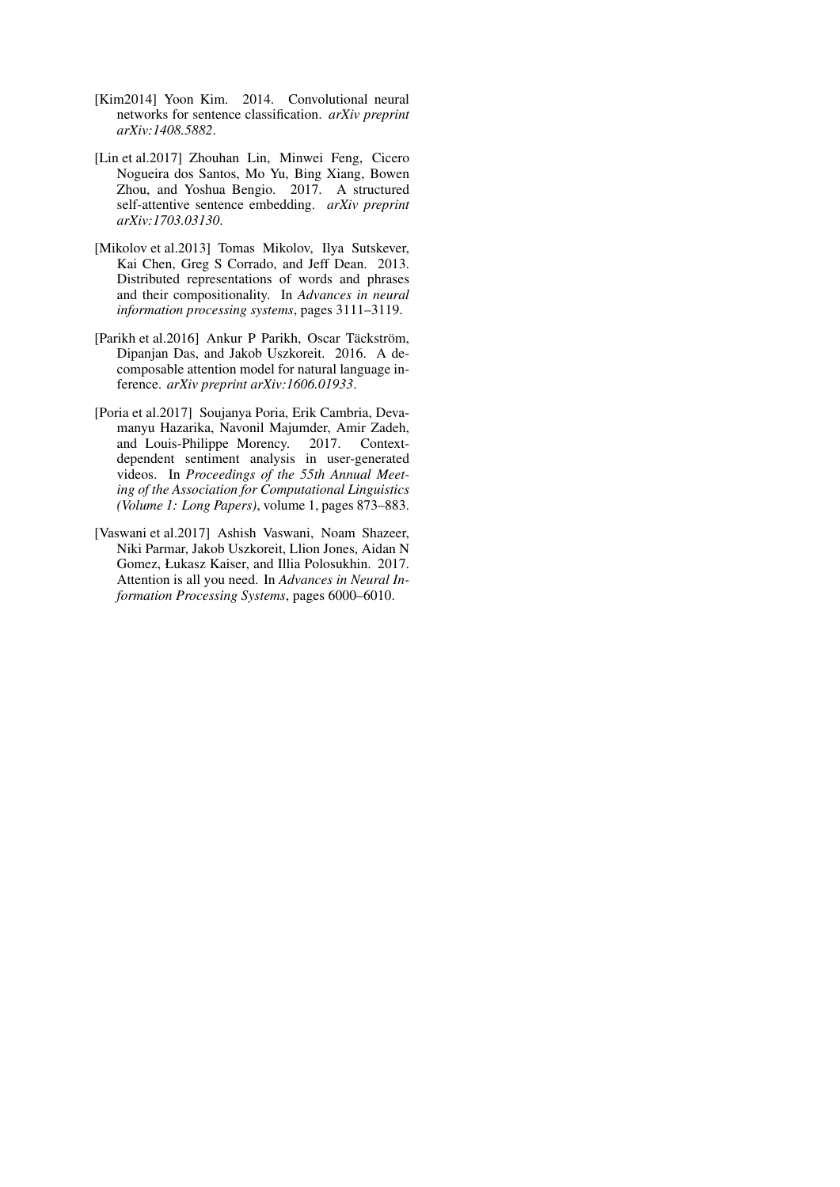[Kim2014] Yoon Kim. 2014. Convolutional neural networks for sentence classification. *arXiv preprint arXiv:1408.5882*.

[Lin et al.2017] Zhouhan Lin, Minwei Feng, Cicero Nogueira dos Santos, Mo Yu, Bing Xiang, Bowen Zhou, and Yoshua Bengio. 2017. A structured self-attentive sentence embedding. *arXiv preprint arXiv:1703.03130*.

[Mikolov et al.2013] Tomas Mikolov, Ilya Sutskever, Kai Chen, Greg S Corrado, and Jeff Dean. 2013. Distributed representations of words and phrases and their compositionality. In *Advances in neural information processing systems*, pages 3111–3119.

[Parikh et al.2016] Ankur P Parikh, Oscar Täckström, Dipanjan Das, and Jakob Uszkoreit. 2016. A decomposable attention model for natural language inference. *arXiv preprint arXiv:1606.01933*.

[Poria et al.2017] Soujanya Poria, Erik Cambria, Devamanyu Hazarika, Navonil Majumder, Amir Zadeh, and Louis-Philippe Morency. 2017. Context-dependent sentiment analysis in user-generated videos. In *Proceedings of the 55th Annual Meeting of the Association for Computational Linguistics (Volume 1: Long Papers)*, volume 1, pages 873–883.

[Vaswani et al.2017] Ashish Vaswani, Noam Shazeer, Niki Parmar, Jakob Uszkoreit, Llion Jones, Aidan N Gomez, Łukasz Kaiser, and Illia Polosukhin. 2017. Attention is all you need. In *Advances in Neural Information Processing Systems*, pages 6000–6010.